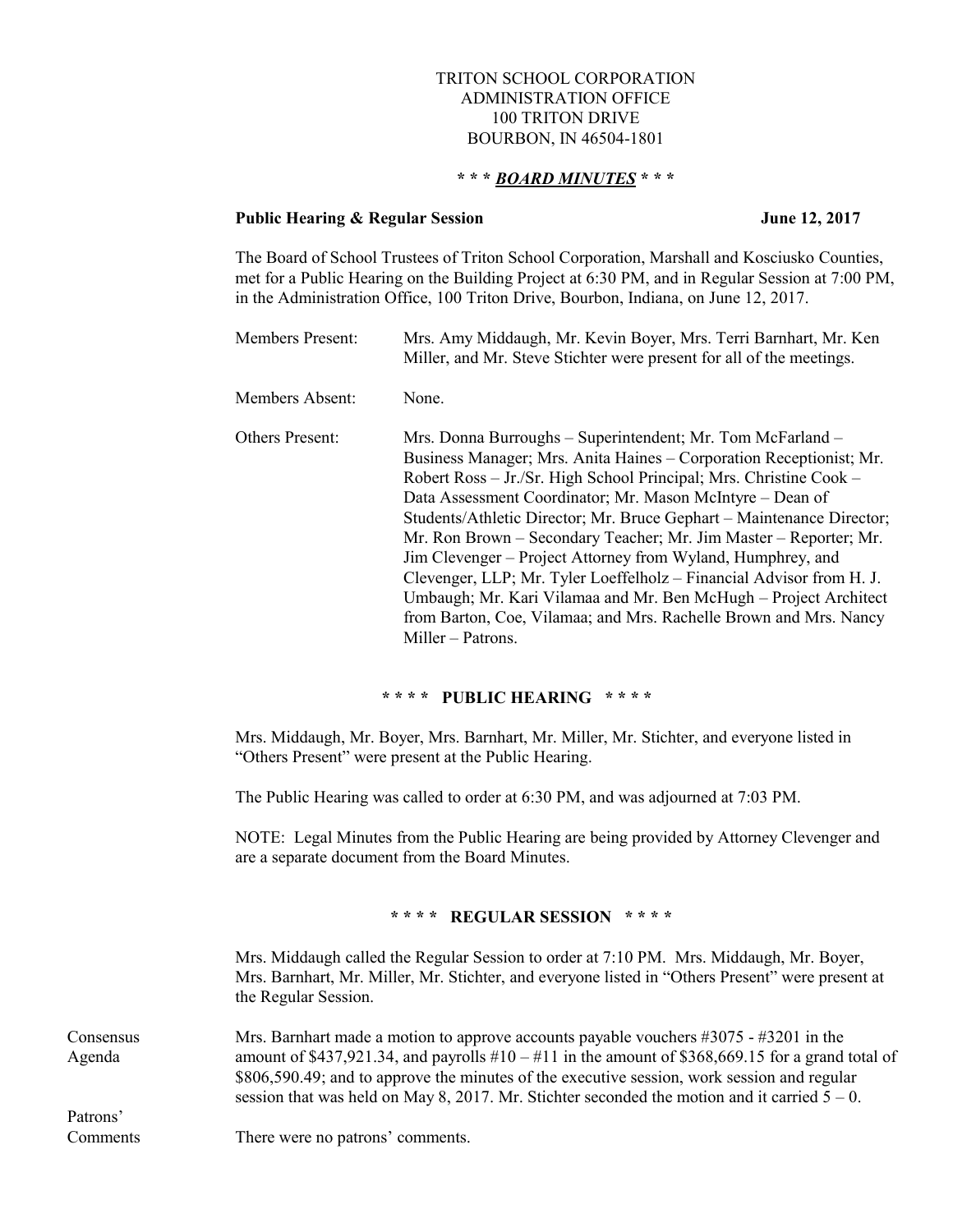TRITON SCHOOL CORPORATION
ADMINISTRATION OFFICE
100 TRITON DRIVE
BOURBON, IN 46504-1801

# * * * ***BOARD MINUTES*** * * *

**Public Hearing & Regular Session** **June 12, 2017**

The Board of School Trustees of Triton School Corporation, Marshall and Kosciusko Counties, met for a Public Hearing on the Building Project at 6:30 PM, and in Regular Session at 7:00 PM, in the Administration Office, 100 Triton Drive, Bourbon, Indiana, on June 12, 2017.

Members Present: Mrs. Amy Middaugh, Mr. Kevin Boyer, Mrs. Terri Barnhart, Mr. Ken Miller, and Mr. Steve Stichter were present for all of the meetings.

Members Absent: None.

Others Present: Mrs. Donna Burroughs – Superintendent; Mr. Tom McFarland – Business Manager; Mrs. Anita Haines – Corporation Receptionist; Mr. Robert Ross – Jr./Sr. High School Principal; Mrs. Christine Cook – Data Assessment Coordinator; Mr. Mason McIntyre – Dean of Students/Athletic Director; Mr. Bruce Gephart – Maintenance Director; Mr. Ron Brown – Secondary Teacher; Mr. Jim Master – Reporter; Mr. Jim Clevenger – Project Attorney from Wyland, Humphrey, and Clevenger, LLP; Mr. Tyler Loeffelholz – Financial Advisor from H. J. Umbaugh; Mr. Kari Vilamaa and Mr. Ben McHugh – Project Architect from Barton, Coe, Vilamaa; and Mrs. Rachelle Brown and Mrs. Nancy Miller – Patrons.

## * * * * PUBLIC HEARING * * * *

Mrs. Middaugh, Mr. Boyer, Mrs. Barnhart, Mr. Miller, Mr. Stichter, and everyone listed in "Others Present" were present at the Public Hearing.

The Public Hearing was called to order at 6:30 PM, and was adjourned at 7:03 PM.

NOTE: Legal Minutes from the Public Hearing are being provided by Attorney Clevenger and are a separate document from the Board Minutes.

## * * * * REGULAR SESSION * * * *

Mrs. Middaugh called the Regular Session to order at 7:10 PM. Mrs. Middaugh, Mr. Boyer, Mrs. Barnhart, Mr. Miller, Mr. Stichter, and everyone listed in "Others Present" were present at the Regular Session.

Consensus Agenda

Mrs. Barnhart made a motion to approve accounts payable vouchers #3075 - #3201 in the amount of $437,921.34, and payrolls #10 – #11 in the amount of $368,669.15 for a grand total of $806,590.49; and to approve the minutes of the executive session, work session and regular session that was held on May 8, 2017. Mr. Stichter seconded the motion and it carried 5 – 0.

Patrons' Comments

There were no patrons' comments.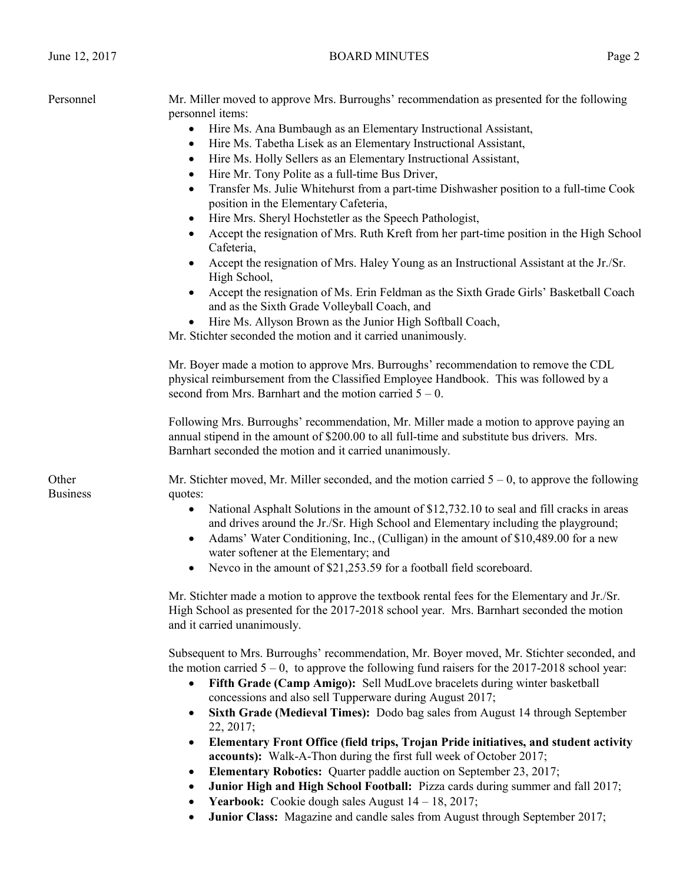**Personnel**

Mr. Miller moved to approve Mrs. Burroughs' recommendation as presented for the following personnel items:

- Hire Ms. Ana Bumbaugh as an Elementary Instructional Assistant,
- Hire Ms. Tabetha Lisek as an Elementary Instructional Assistant,
- Hire Ms. Holly Sellers as an Elementary Instructional Assistant,
- Hire Mr. Tony Polite as a full-time Bus Driver,
- Transfer Ms. Julie Whitehurst from a part-time Dishwasher position to a full-time Cook position in the Elementary Cafeteria,
- Hire Mrs. Sheryl Hochstetler as the Speech Pathologist,
- Accept the resignation of Mrs. Ruth Kreft from her part-time position in the High School Cafeteria,
- Accept the resignation of Mrs. Haley Young as an Instructional Assistant at the Jr./Sr. High School,
- Accept the resignation of Ms. Erin Feldman as the Sixth Grade Girls' Basketball Coach and as the Sixth Grade Volleyball Coach, and
- Hire Ms. Allyson Brown as the Junior High Softball Coach,

Mr. Stichter seconded the motion and it carried unanimously.

Mr. Boyer made a motion to approve Mrs. Burroughs' recommendation to remove the CDL physical reimbursement from the Classified Employee Handbook. This was followed by a second from Mrs. Barnhart and the motion carried 5 – 0.

Following Mrs. Burroughs' recommendation, Mr. Miller made a motion to approve paying an annual stipend in the amount of $200.00 to all full-time and substitute bus drivers. Mrs. Barnhart seconded the motion and it carried unanimously.

**Other Business**

Mr. Stichter moved, Mr. Miller seconded, and the motion carried 5 – 0, to approve the following quotes:

- National Asphalt Solutions in the amount of $12,732.10 to seal and fill cracks in areas and drives around the Jr./Sr. High School and Elementary including the playground;
- Adams' Water Conditioning, Inc., (Culligan) in the amount of $10,489.00 for a new water softener at the Elementary; and
- Nevco in the amount of $21,253.59 for a football field scoreboard.

Mr. Stichter made a motion to approve the textbook rental fees for the Elementary and Jr./Sr. High School as presented for the 2017-2018 school year. Mrs. Barnhart seconded the motion and it carried unanimously.

Subsequent to Mrs. Burroughs' recommendation, Mr. Boyer moved, Mr. Stichter seconded, and the motion carried 5 – 0, to approve the following fund raisers for the 2017-2018 school year:

- **Fifth Grade (Camp Amigo):** Sell MudLove bracelets during winter basketball concessions and also sell Tupperware during August 2017;
- **Sixth Grade (Medieval Times):** Dodo bag sales from August 14 through September 22, 2017;
- **Elementary Front Office (field trips, Trojan Pride initiatives, and student activity accounts):** Walk-A-Thon during the first full week of October 2017;
- **Elementary Robotics:** Quarter paddle auction on September 23, 2017;
- **Junior High and High School Football:** Pizza cards during summer and fall 2017;
- **Yearbook:** Cookie dough sales August 14 – 18, 2017;
- **Junior Class:** Magazine and candle sales from August through September 2017;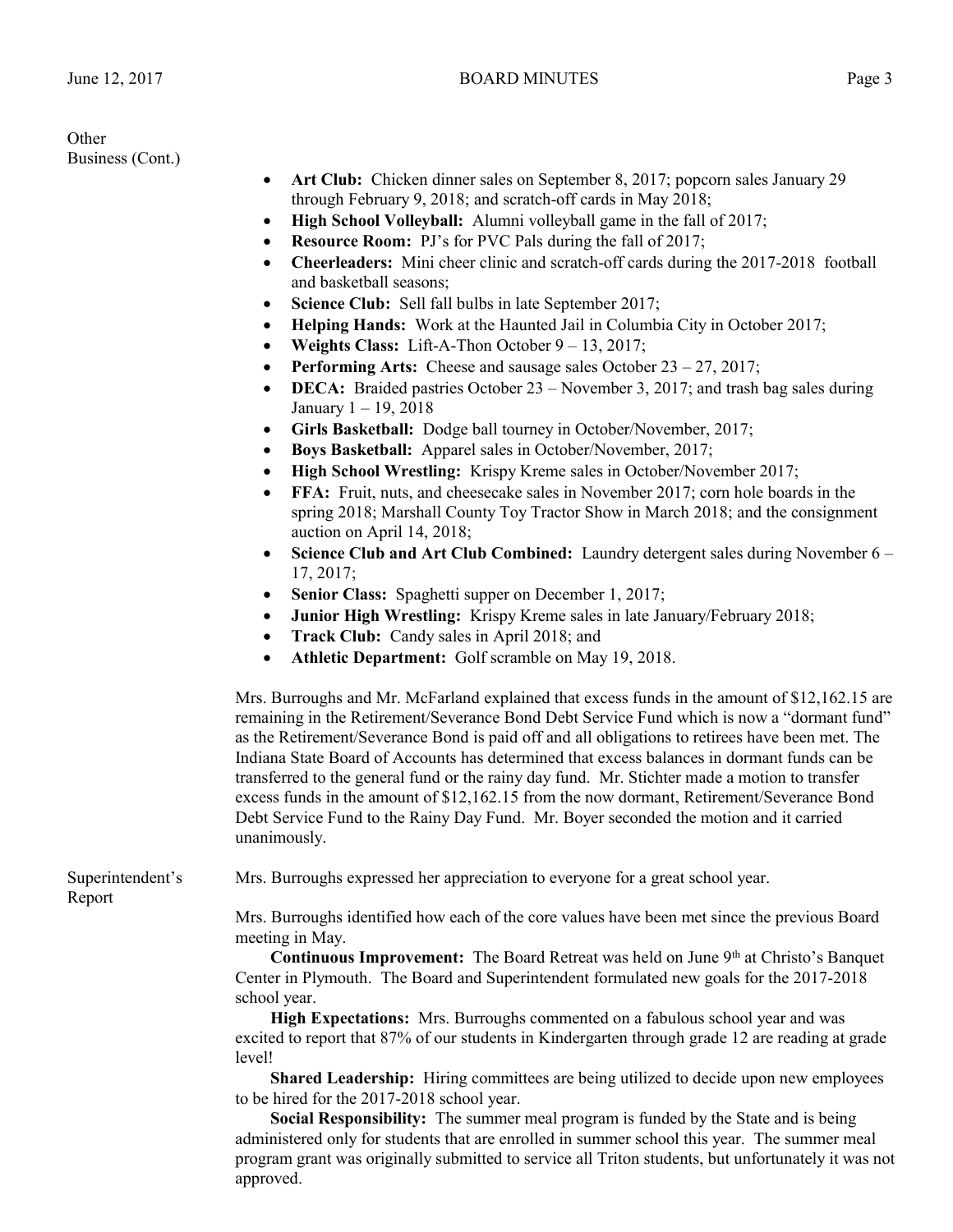Other Business (Cont.)

- **Art Club:** Chicken dinner sales on September 8, 2017; popcorn sales January 29 through February 9, 2018; and scratch-off cards in May 2018;
- **High School Volleyball:** Alumni volleyball game in the fall of 2017;
- **Resource Room:** PJ's for PVC Pals during the fall of 2017;
- **Cheerleaders:** Mini cheer clinic and scratch-off cards during the 2017-2018 football and basketball seasons;
- **Science Club:** Sell fall bulbs in late September 2017;
- **Helping Hands:** Work at the Haunted Jail in Columbia City in October 2017;
- **Weights Class:** Lift-A-Thon October 9 – 13, 2017;
- **Performing Arts:** Cheese and sausage sales October 23 – 27, 2017;
- **DECA:** Braided pastries October 23 – November 3, 2017; and trash bag sales during January 1 – 19, 2018
- **Girls Basketball:** Dodge ball tourney in October/November, 2017;
- **Boys Basketball:** Apparel sales in October/November, 2017;
- **High School Wrestling:** Krispy Kreme sales in October/November 2017;
- **FFA:** Fruit, nuts, and cheesecake sales in November 2017; corn hole boards in the spring 2018; Marshall County Toy Tractor Show in March 2018; and the consignment auction on April 14, 2018;
- **Science Club and Art Club Combined:** Laundry detergent sales during November 6 – 17, 2017;
- **Senior Class:** Spaghetti supper on December 1, 2017;
- **Junior High Wrestling:** Krispy Kreme sales in late January/February 2018;
- **Track Club:** Candy sales in April 2018; and
- **Athletic Department:** Golf scramble on May 19, 2018.

Mrs. Burroughs and Mr. McFarland explained that excess funds in the amount of $12,162.15 are remaining in the Retirement/Severance Bond Debt Service Fund which is now a "dormant fund" as the Retirement/Severance Bond is paid off and all obligations to retirees have been met. The Indiana State Board of Accounts has determined that excess balances in dormant funds can be transferred to the general fund or the rainy day fund. Mr. Stichter made a motion to transfer excess funds in the amount of $12,162.15 from the now dormant, Retirement/Severance Bond Debt Service Fund to the Rainy Day Fund. Mr. Boyer seconded the motion and it carried unanimously.

Superintendent's Report

Mrs. Burroughs expressed her appreciation to everyone for a great school year.

Mrs. Burroughs identified how each of the core values have been met since the previous Board meeting in May.

**Continuous Improvement:** The Board Retreat was held on June 9th at Christo's Banquet Center in Plymouth. The Board and Superintendent formulated new goals for the 2017-2018 school year.

**High Expectations:** Mrs. Burroughs commented on a fabulous school year and was excited to report that 87% of our students in Kindergarten through grade 12 are reading at grade level!

**Shared Leadership:** Hiring committees are being utilized to decide upon new employees to be hired for the 2017-2018 school year.

**Social Responsibility:** The summer meal program is funded by the State and is being administered only for students that are enrolled in summer school this year. The summer meal program grant was originally submitted to service all Triton students, but unfortunately it was not approved.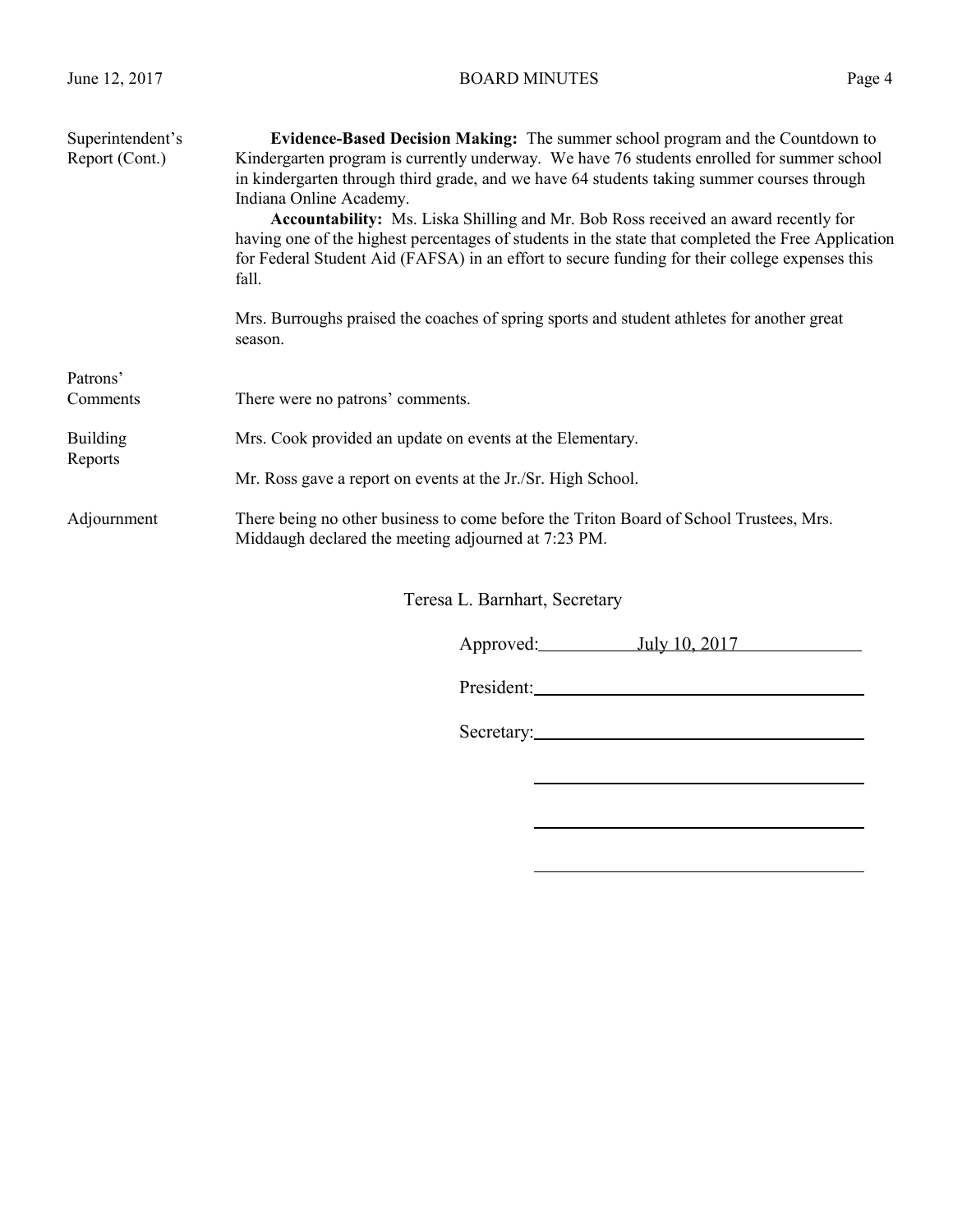**Superintendent's Report (Cont.)**

**Evidence-Based Decision Making:** The summer school program and the Countdown to Kindergarten program is currently underway. We have 76 students enrolled for summer school in kindergarten through third grade, and we have 64 students taking summer courses through Indiana Online Academy.

**Accountability:** Ms. Liska Shilling and Mr. Bob Ross received an award recently for having one of the highest percentages of students in the state that completed the Free Application for Federal Student Aid (FAFSA) in an effort to secure funding for their college expenses this fall.

Mrs. Burroughs praised the coaches of spring sports and student athletes for another great season.

**Patrons' Comments**

There were no patrons' comments.

**Building Reports**

Mrs. Cook provided an update on events at the Elementary.

Mr. Ross gave a report on events at the Jr./Sr. High School.

**Adjournment**

There being no other business to come before the Triton Board of School Trustees, Mrs. Middaugh declared the meeting adjourned at 7:23 PM.

Teresa L. Barnhart, Secretary

Approved: July 10, 2017

President: ______________________

Secretary: ______________________

______________________

______________________

______________________